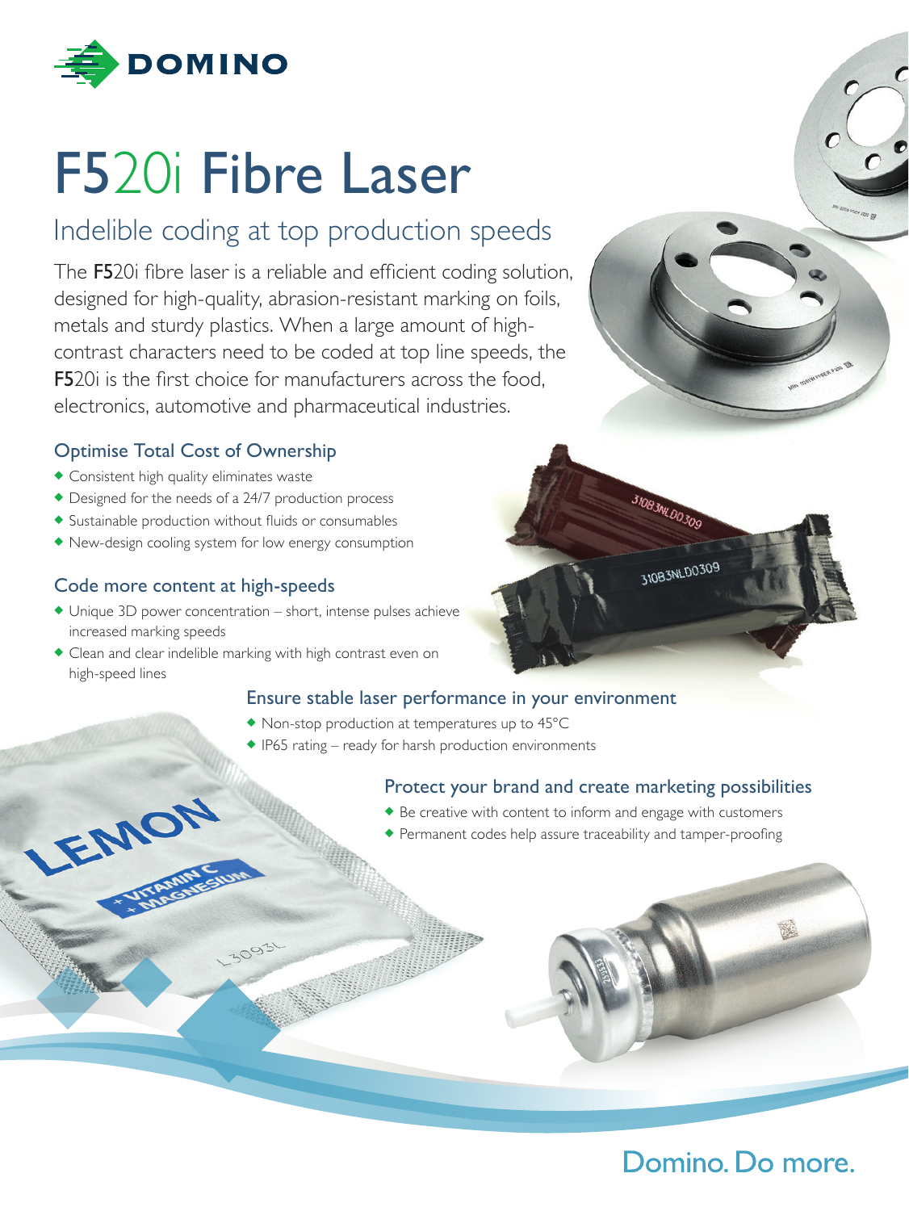DOMINO

# F520i Fibre Laser

## Indelible coding at top production speeds

The F520i fibre laser is a reliable and efficient coding solution, designed for high-quality, abrasion-resistant marking on foils, metals and sturdy plastics. When a large amount of high-contrast characters need to be coded at top line speeds, the F520i is the first choice for manufacturers across the food, electronics, automotive and pharmaceutical industries.

### Optimise Total Cost of Ownership

- Consistent high quality eliminates waste
- Designed for the needs of a 24/7 production process
- Sustainable production without fluids or consumables
- New-design cooling system for low energy consumption

### Code more content at high-speeds

- Unique 3D power concentration – short, intense pulses achieve increased marking speeds
- Clean and clear indelible marking with high contrast even on high-speed lines

### Ensure stable laser performance in your environment

- Non-stop production at temperatures up to 45°C
- IP65 rating – ready for harsh production environments

### Protect your brand and create marketing possibilities

- Be creative with content to inform and engage with customers
- Permanent codes help assure traceability and tamper-proofing

Domino. Do more.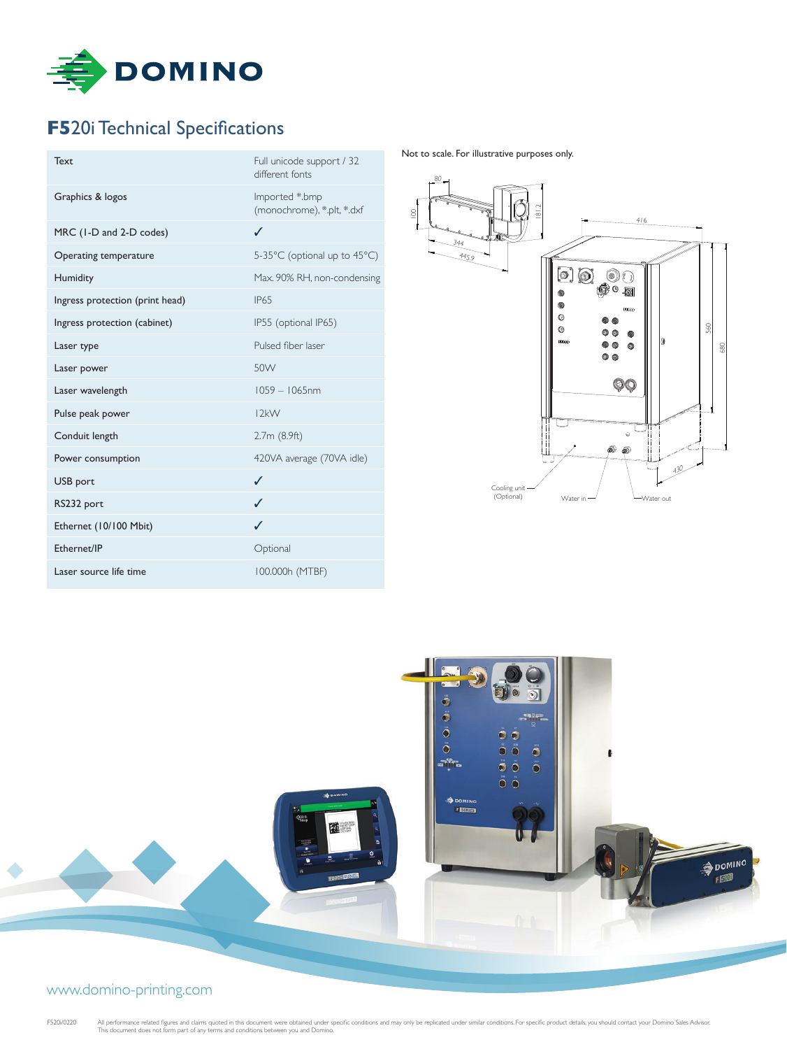# F520i Technical Specifications

| | |
|---|---|
| Text | Full unicode support / 32 different fonts |
| Graphics & logos | Imported *.bmp (monochrome), *.plt, *.dxf |
| MRC (1-D and 2-D codes) | ✓ |
| Operating temperature | 5-35°C (optional up to 45°C) |
| Humidity | Max. 90% RH, non-condensing |
| Ingress protection (print head) | IP65 |
| Ingress protection (cabinet) | IP55 (optional IP65) |
| Laser type | Pulsed fiber laser |
| Laser power | 50W |
| Laser wavelength | 1059 – 1065nm |
| Pulse peak power | 12kW |
| Conduit length | 2.7m (8.9ft) |
| Power consumption | 420VA average (70VA idle) |
| USB port | ✓ |
| RS232 port | ✓ |
| Ethernet (10/100 Mbit) | ✓ |
| Ethernet/IP | Optional |
| Laser source life time | 100.000h (MTBF) |

Not to scale. For illustrative purposes only.

80
100
181.2
344
445.9
416
560
680
430
Cooling unit (Optional)
Water in
Water out

www.domino-printing.com

F520i/0220 All performance related figures and claims quoted in this document were obtained under specific conditions and may only be replicated under similar conditions. For specific product details, you should contact your Domino Sales Advisor. This document does not form part of any terms and conditions between you and Domino.